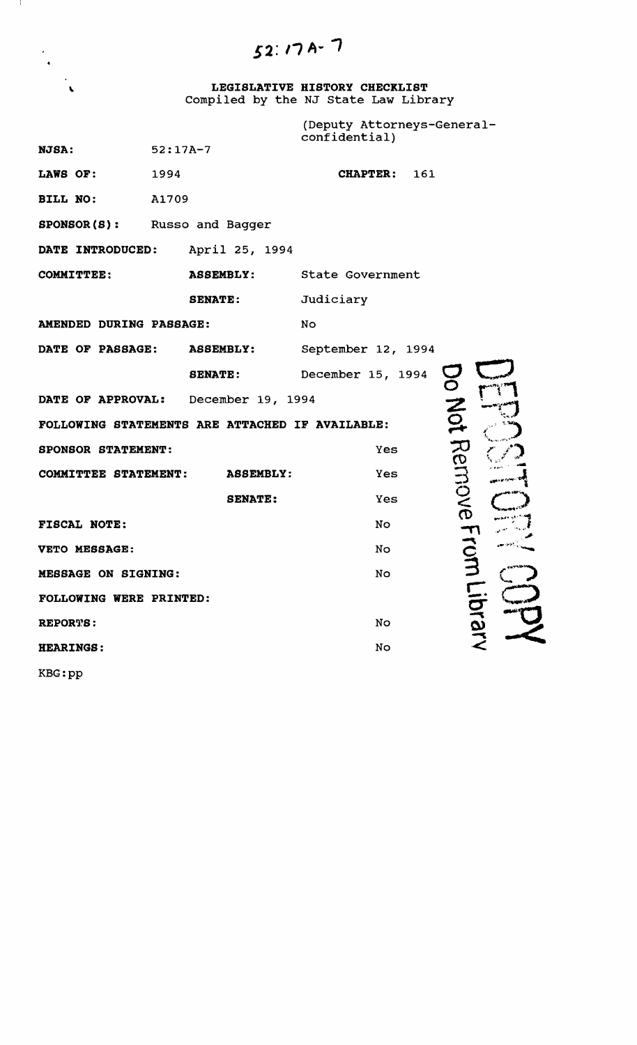52:17A-7

**LEGISLATIVE HISTORY CHECKLIST**
Compiled by the NJ State Law Library

| | | | |
|---|---|---|---|
| **NJSA:** | 52:17A-7 | (Deputy Attorneys-General-confidential) | |
| **LAWS OF:** | 1994 | **CHAPTER:** | 161 |
| **BILL NO:** | A1709 | | |
| **SPONSOR(S):** | Russo and Bagger | | |
| **DATE INTRODUCED:** | April 25, 1994 | | |
| **COMMITTEE:** | **ASSEMBLY:** | State Government | |
| | **SENATE:** | Judiciary | |
| **AMENDED DURING PASSAGE:** | | No | |
| **DATE OF PASSAGE:** | **ASSEMBLY:** | September 12, 1994 | |
| | **SENATE:** | December 15, 1994 | |
| **DATE OF APPROVAL:** | December 19, 1994 | | |

**FOLLOWING STATEMENTS ARE ATTACHED IF AVAILABLE:**

| | | |
|---|---|---|
| **SPONSOR STATEMENT:** | | Yes |
| **COMMITTEE STATEMENT:** | **ASSEMBLY:** | Yes |
| | **SENATE:** | Yes |
| **FISCAL NOTE:** | | No |
| **VETO MESSAGE:** | | No |
| **MESSAGE ON SIGNING:** | | No |

**FOLLOWING WERE PRINTED:**

| | |
|---|---|
| **REPORTS:** | No |
| **HEARINGS:** | No |

KBG:pp

DEPOSITORY COPY
Do Not Remove From Library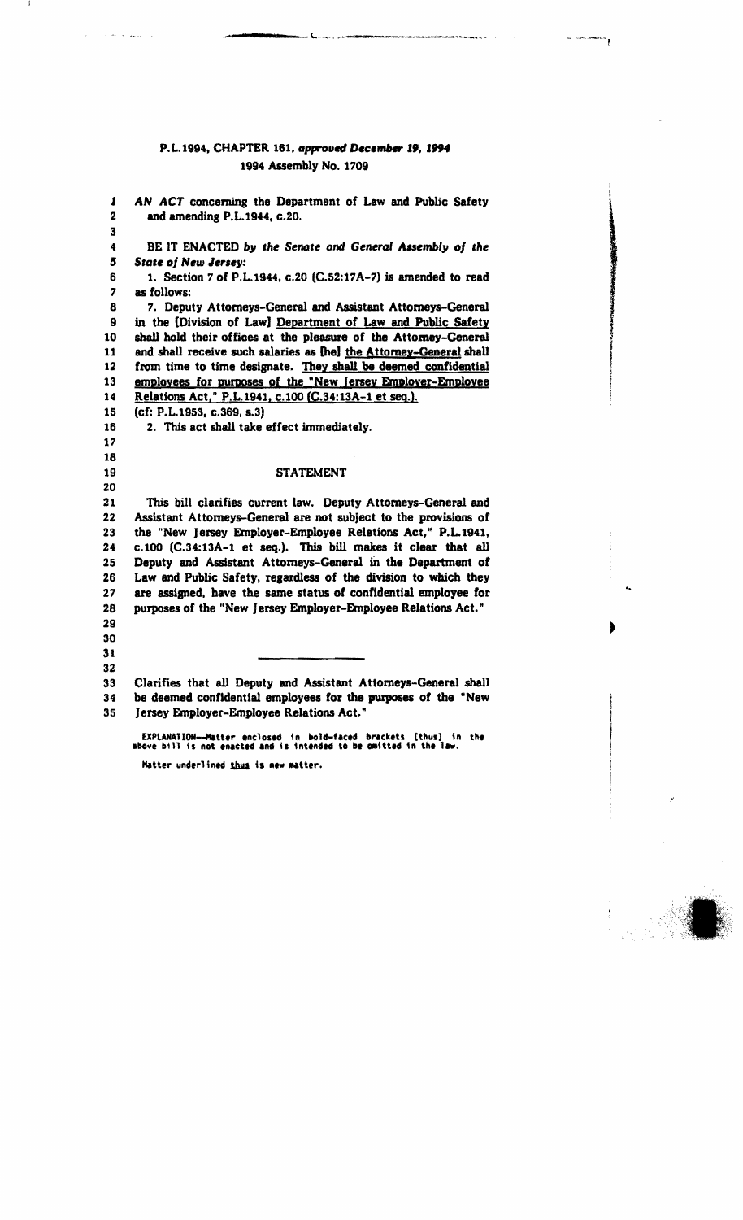P.L.1994, CHAPTER 161, *approved December 19, 1994*

1994 Assembly No. 1709

*AN ACT* concerning the Department of Law and Public Safety and amending P.L.1944, c.20.

BE IT ENACTED *by the Senate and General Assembly of the State of New Jersey:*

1. Section 7 of P.L.1944, c.20 (C.52:17A-7) is amended to read as follows:

7. Deputy Attorneys-General and Assistant Attorneys-General in the [Division of Law] <u>Department of Law and Public Safety</u> shall hold their offices at the pleasure of the Attorney-General and shall receive such salaries as [he] <u>the Attorney-General</u> shall from time to time designate. <u>They shall be deemed confidential employees for purposes of the "New Jersey Employer-Employee Relations Act," P.L.1941, c.100 (C.34:13A-1 et seq.).</u>

(cf: P.L.1953, c.369, s.3)

2. This act shall take effect immediately.

## STATEMENT

This bill clarifies current law. Deputy Attorneys-General and Assistant Attorneys-General are not subject to the provisions of the "New Jersey Employer-Employee Relations Act," P.L.1941, c.100 (C.34:13A-1 et seq.). This bill makes it clear that all Deputy and Assistant Attorneys-General in the Department of Law and Public Safety, regardless of the division to which they are assigned, have the same status of confidential employee for purposes of the "New Jersey Employer-Employee Relations Act."

---

Clarifies that all Deputy and Assistant Attorneys-General shall be deemed confidential employees for the purposes of the "New Jersey Employer-Employee Relations Act."

EXPLANATION--Matter enclosed in bold-faced brackets [thus] in the above bill is not enacted and is intended to be omitted in the law.

Matter underlined <u>thus</u> is new matter.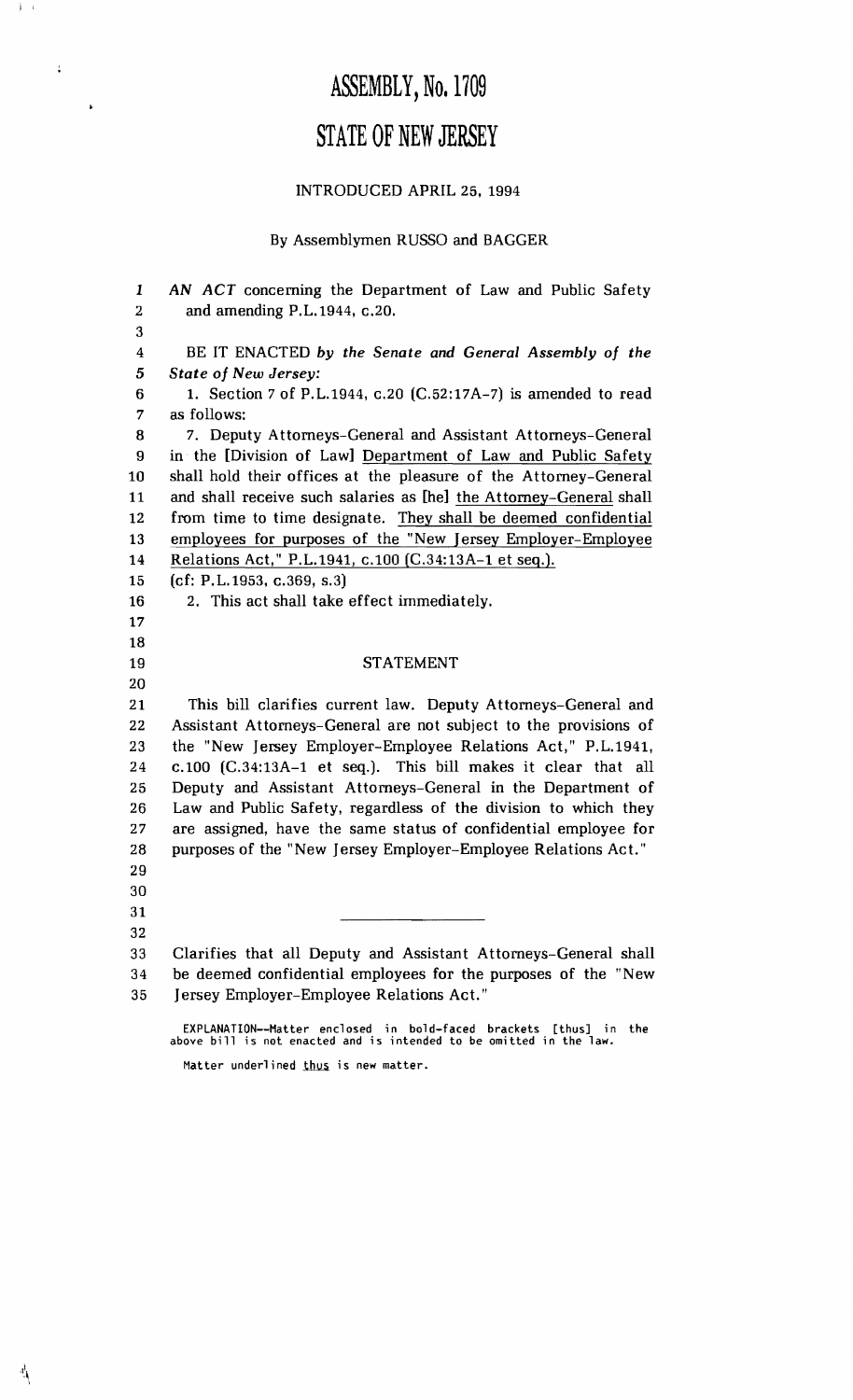# ASSEMBLY, No. 1709

# STATE OF NEW JERSEY

INTRODUCED APRIL 25, 1994

By Assemblymen RUSSO and BAGGER

*AN ACT* concerning the Department of Law and Public Safety and amending P.L.1944, c.20.

BE IT ENACTED *by the Senate and General Assembly of the State of New Jersey:*

1. Section 7 of P.L.1944, c.20 (C.52:17A-7) is amended to read as follows:

7. Deputy Attorneys-General and Assistant Attorneys-General in the [Division of Law] <u>Department of Law and Public Safety</u> shall hold their offices at the pleasure of the Attorney-General and shall receive such salaries as [he] <u>the Attorney-General</u> shall from time to time designate. <u>They shall be deemed confidential employees for purposes of the "New Jersey Employer-Employee Relations Act," P.L.1941, c.100 (C.34:13A-1 et seq.).</u>

(cf: P.L.1953, c.369, s.3)

2. This act shall take effect immediately.

## STATEMENT

This bill clarifies current law. Deputy Attorneys-General and Assistant Attorneys-General are not subject to the provisions of the "New Jersey Employer-Employee Relations Act," P.L.1941, c.100 (C.34:13A-1 et seq.). This bill makes it clear that all Deputy and Assistant Attorneys-General in the Department of Law and Public Safety, regardless of the division to which they are assigned, have the same status of confidential employee for purposes of the "New Jersey Employer-Employee Relations Act."

---

Clarifies that all Deputy and Assistant Attorneys-General shall be deemed confidential employees for the purposes of the "New Jersey Employer-Employee Relations Act."

EXPLANATION--Matter enclosed in bold-faced brackets [thus] in the above bill is not enacted and is intended to be omitted in the law.

Matter underlined <u>thus</u> is new matter.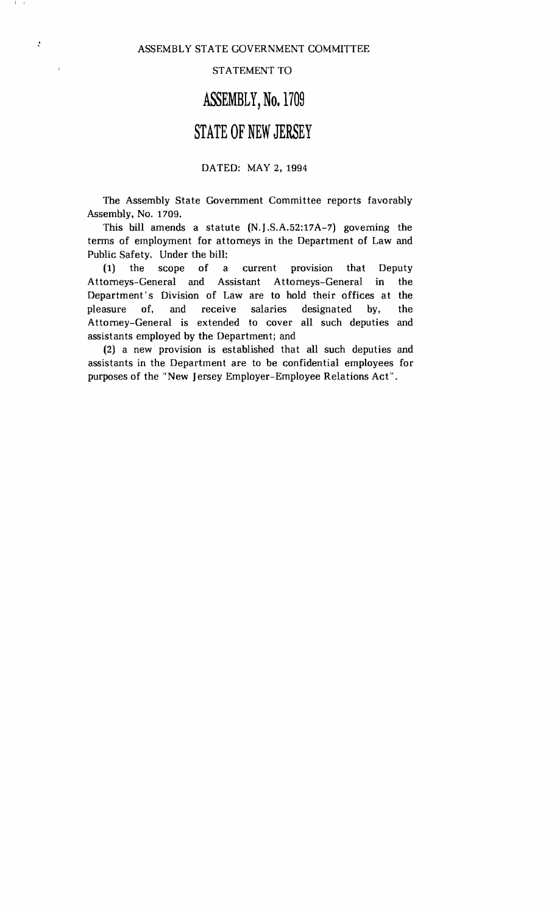ASSEMBLY STATE GOVERNMENT COMMITTEE

STATEMENT TO

# ASSEMBLY, No. 1709

# STATE OF NEW JERSEY

DATED: MAY 2, 1994

The Assembly State Government Committee reports favorably Assembly, No. 1709.

This bill amends a statute (N.J.S.A.52:17A-7) governing the terms of employment for attorneys in the Department of Law and Public Safety. Under the bill:

(1) the scope of a current provision that Deputy Attorneys-General and Assistant Attorneys-General in the Department's Division of Law are to hold their offices at the pleasure of, and receive salaries designated by, the Attorney-General is extended to cover all such deputies and assistants employed by the Department; and

(2) a new provision is established that all such deputies and assistants in the Department are to be confidential employees for purposes of the "New Jersey Employer-Employee Relations Act".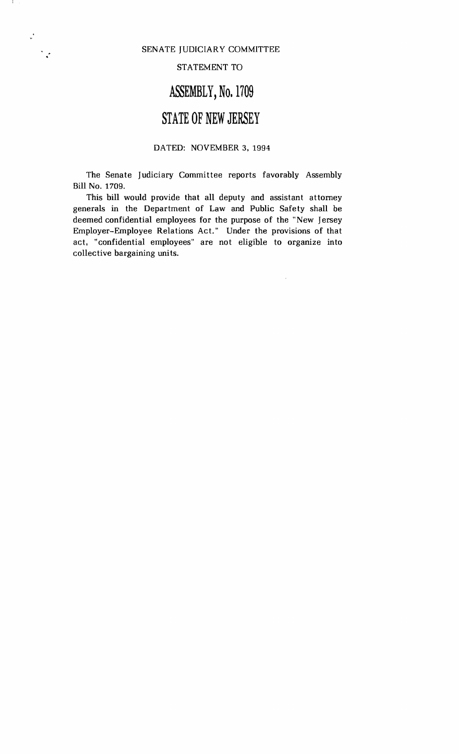SENATE JUDICIARY COMMITTEE

STATEMENT TO

# ASSEMBLY, No. 1709

# STATE OF NEW JERSEY

DATED: NOVEMBER 3, 1994

The Senate Judiciary Committee reports favorably Assembly Bill No. 1709.

This bill would provide that all deputy and assistant attorney generals in the Department of Law and Public Safety shall be deemed confidential employees for the purpose of the "New Jersey Employer-Employee Relations Act." Under the provisions of that act, "confidential employees" are not eligible to organize into collective bargaining units.